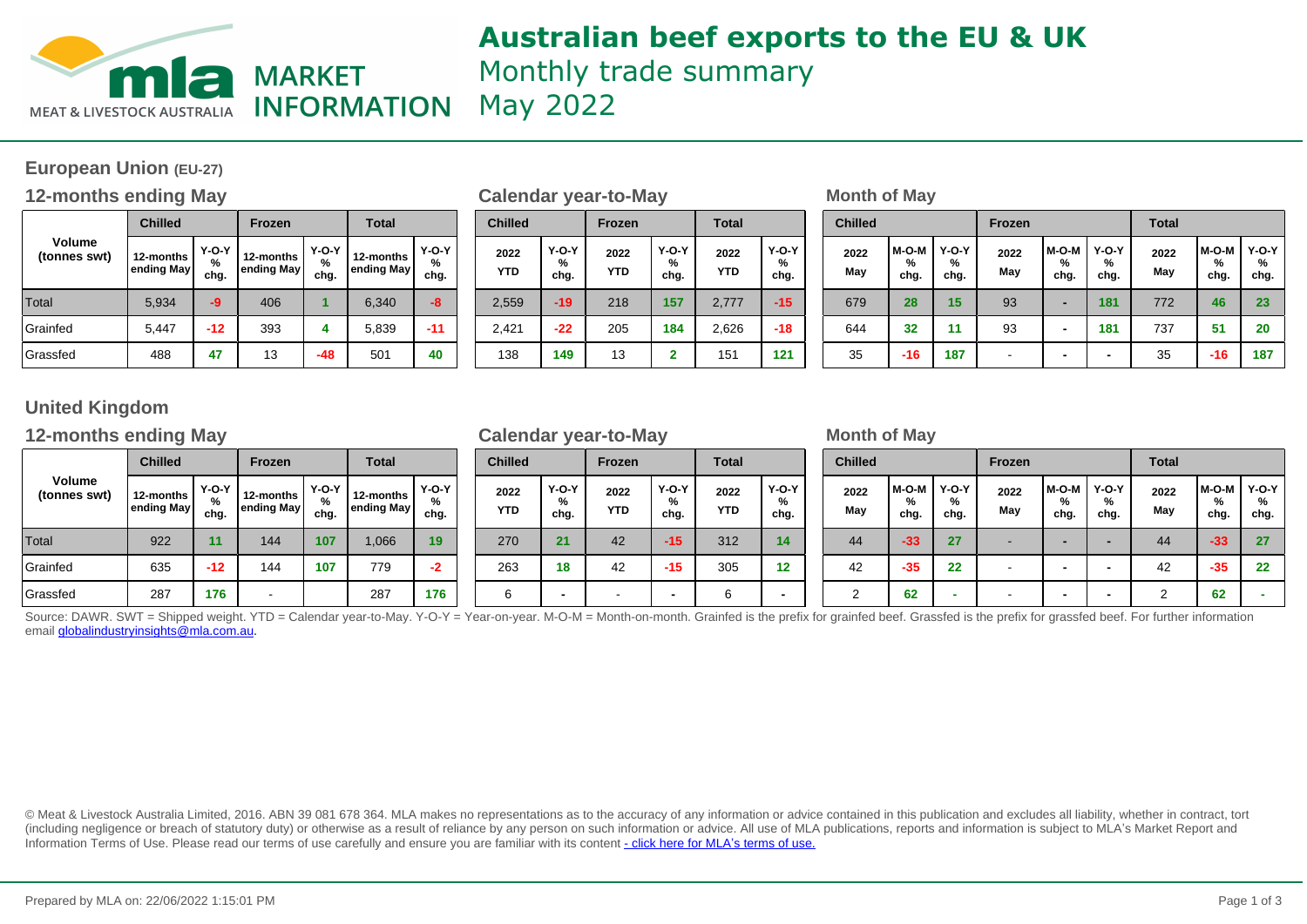# Australian beef exports to the EU & UK

Monthly trade summary

May 2022

## European Union (EU-27)

### 12-months ending May

| Volume (tonnes swt) | Chilled | | Frozen | | Total | |
|---|---|---|---|---|---|---|
| | 12-months ending May | Y-O-Y % chg. | 12-months ending May | Y-O-Y % chg. | 12-months ending May | Y-O-Y % chg. |
| Total | 5,934 | -9 | 406 | 1 | 6,340 | -8 |
| Grainfed | 5,447 | -12 | 393 | 4 | 5,839 | -11 |
| Grassfed | 488 | 47 | 13 | -48 | 501 | 40 |

### Calendar year-to-May

| Chilled | | Frozen | | Total | |
|---|---|---|---|---|---|
| 2022 YTD | Y-O-Y % chg. | 2022 YTD | Y-O-Y % chg. | 2022 YTD | Y-O-Y % chg. |
| 2,559 | -19 | 218 | 157 | 2,777 | -15 |
| 2,421 | -22 | 205 | 184 | 2,626 | -18 |
| 138 | 149 | 13 | 2 | 151 | 121 |

### Month of May

| Chilled | | | Frozen | | | Total | | |
|---|---|---|---|---|---|---|---|---|
| 2022 May | M-O-M % chg. | Y-O-Y % chg. | 2022 May | M-O-M % chg. | Y-O-Y % chg. | 2022 May | M-O-M % chg. | Y-O-Y % chg. |
| 679 | 28 | 15 | 93 | - | 181 | 772 | 46 | 23 |
| 644 | 32 | 11 | 93 | - | 181 | 737 | 51 | 20 |
| 35 | -16 | 187 | - | - | - | 35 | -16 | 187 |

## United Kingdom

### 12-months ending May

| Volume (tonnes swt) | Chilled | | Frozen | | Total | |
|---|---|---|---|---|---|---|
| | 12-months ending May | Y-O-Y % chg. | 12-months ending May | Y-O-Y % chg. | 12-months ending May | Y-O-Y % chg. |
| Total | 922 | 11 | 144 | 107 | 1,066 | 19 |
| Grainfed | 635 | -12 | 144 | 107 | 779 | -2 |
| Grassfed | 287 | 176 | - | | 287 | 176 |

### Calendar year-to-May

| Chilled | | Frozen | | Total | |
|---|---|---|---|---|---|
| 2022 YTD | Y-O-Y % chg. | 2022 YTD | Y-O-Y % chg. | 2022 YTD | Y-O-Y % chg. |
| 270 | 21 | 42 | -15 | 312 | 14 |
| 263 | 18 | 42 | -15 | 305 | 12 |
| 6 | - | - | - | 6 | - |

### Month of May

| Chilled | | | Frozen | | | Total | | |
|---|---|---|---|---|---|---|---|---|
| 2022 May | M-O-M % chg. | Y-O-Y % chg. | 2022 May | M-O-M % chg. | Y-O-Y % chg. | 2022 May | M-O-M % chg. | Y-O-Y % chg. |
| 44 | -33 | 27 | - | - | - | 44 | -33 | 27 |
| 42 | -35 | 22 | - | - | - | 42 | -35 | 22 |
| 2 | 62 | - | - | - | - | 2 | 62 | - |

Source: DAWR. SWT = Shipped weight. YTD = Calendar year-to-May. Y-O-Y = Year-on-year. M-O-M = Month-on-month. Grainfed is the prefix for grainfed beef. Grassfed is the prefix for grassfed beef. For further information email globalindustryinsights@mla.com.au.

© Meat & Livestock Australia Limited, 2016. ABN 39 081 678 364. MLA makes no representations as to the accuracy of any information or advice contained in this publication and excludes all liability, whether in contract, tort (including negligence or breach of statutory duty) or otherwise as a result of reliance by any person on such information or advice. All use of MLA publications, reports and information is subject to MLA's Market Report and Information Terms of Use. Please read our terms of use carefully and ensure you are familiar with its content - click here for MLA's terms of use.

Prepared by MLA on: 22/06/2022 1:15:01 PM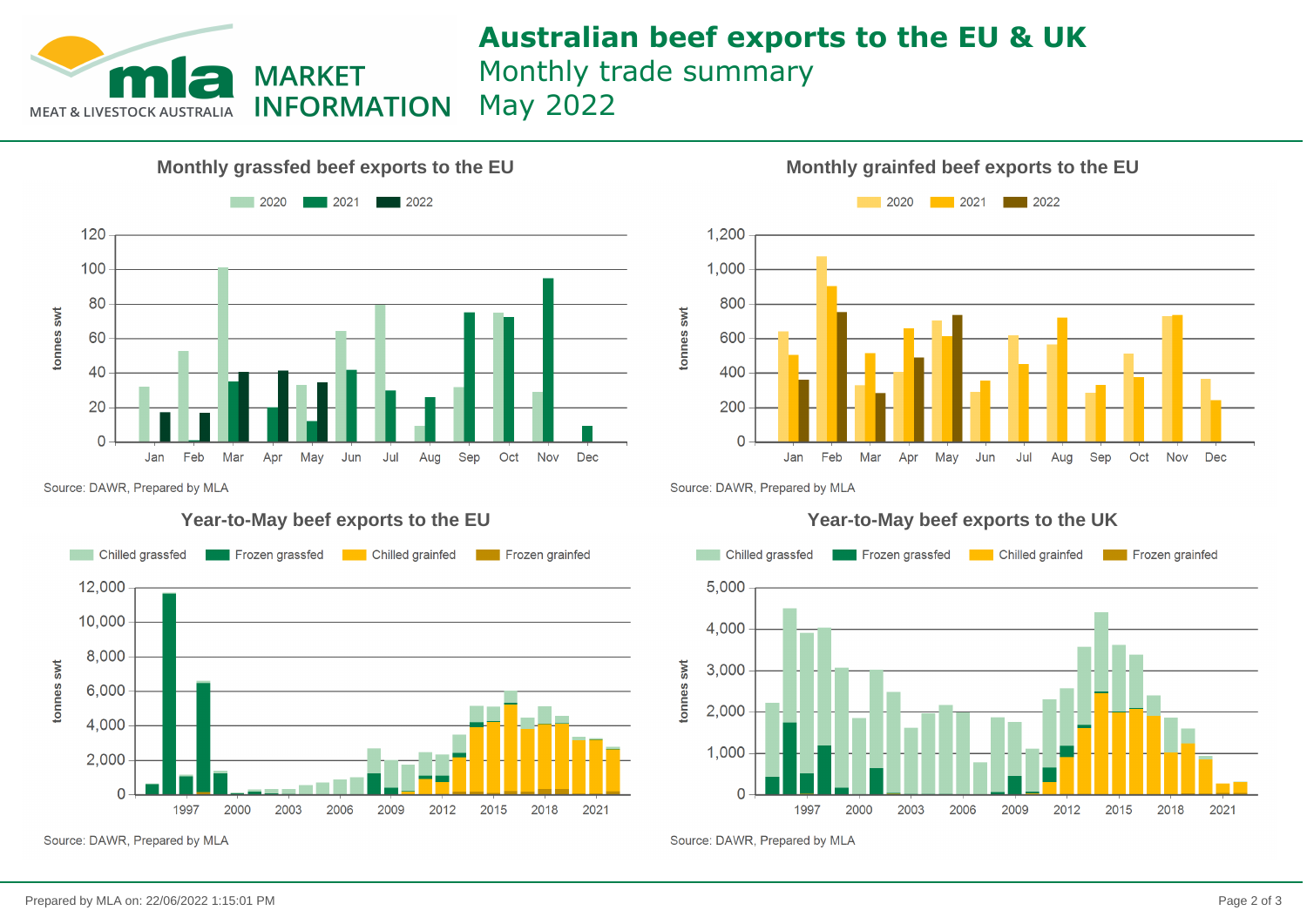# Australian beef exports to the EU & UK

Monthly trade summary

May 2022

MLA MARKET INFORMATION

### Monthly grassfed beef exports to the EU

Source: DAWR, Prepared by MLA

### Monthly grainfed beef exports to the EU

Source: DAWR, Prepared by MLA

### Year-to-May beef exports to the EU

Source: DAWR, Prepared by MLA

### Year-to-May beef exports to the UK

Source: DAWR, Prepared by MLA

Prepared by MLA on: 22/06/2022 1:15:01 PM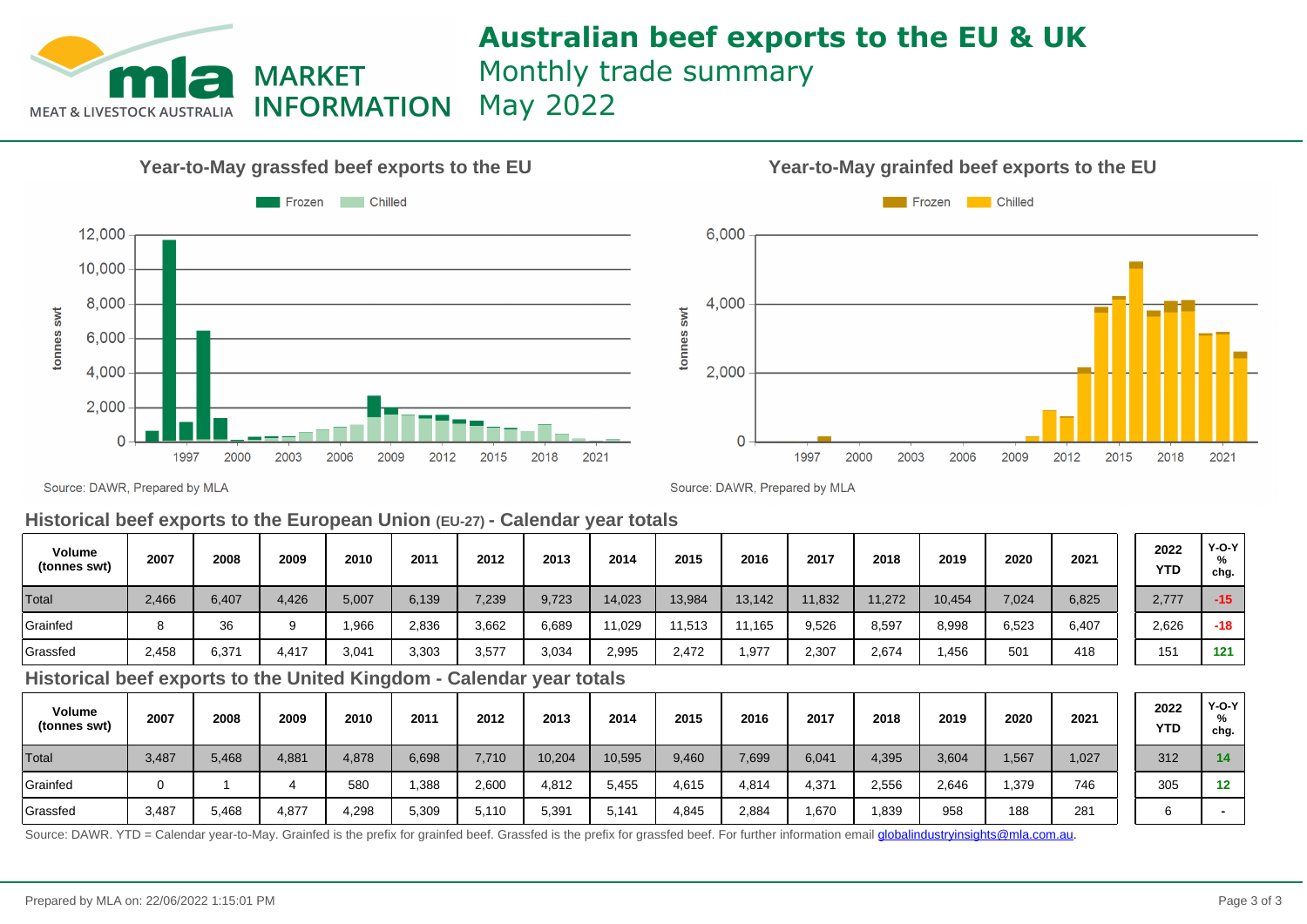# Australian beef exports to the EU & UK

Monthly trade summary

May 2022

## Year-to-May grassfed beef exports to the EU

Frozen | Chilled

tonnes swt

12,000
10,000
8,000
6,000
4,000
2,000
0

1997 2000 2003 2006 2009 2012 2015 2018 2021

Source: DAWR, Prepared by MLA

## Year-to-May grainfed beef exports to the EU

Frozen | Chilled

tonnes swt

6,000
4,000
2,000
0

1997 2000 2003 2006 2009 2012 2015 2018 2021

Source: DAWR, Prepared by MLA

## Historical beef exports to the European Union (EU-27) - Calendar year totals

| Volume (tonnes swt) | 2007 | 2008 | 2009 | 2010 | 2011 | 2012 | 2013 | 2014 | 2015 | 2016 | 2017 | 2018 | 2019 | 2020 | 2021 | 2022 YTD | Y-O-Y % chg. |
|---|---|---|---|---|---|---|---|---|---|---|---|---|---|---|---|---|---|
| Total | 2,466 | 6,407 | 4,426 | 5,007 | 6,139 | 7,239 | 9,723 | 14,023 | 13,984 | 13,142 | 11,832 | 11,272 | 10,454 | 7,024 | 6,825 | 2,777 | -15 |
| Grainfed | 8 | 36 | 9 | 1,966 | 2,836 | 3,662 | 6,689 | 11,029 | 11,513 | 11,165 | 9,526 | 8,597 | 8,998 | 6,523 | 6,407 | 2,626 | -18 |
| Grassfed | 2,458 | 6,371 | 4,417 | 3,041 | 3,303 | 3,577 | 3,034 | 2,995 | 2,472 | 1,977 | 2,307 | 2,674 | 1,456 | 501 | 418 | 151 | 121 |

## Historical beef exports to the United Kingdom - Calendar year totals

| Volume (tonnes swt) | 2007 | 2008 | 2009 | 2010 | 2011 | 2012 | 2013 | 2014 | 2015 | 2016 | 2017 | 2018 | 2019 | 2020 | 2021 | 2022 YTD | Y-O-Y % chg. |
|---|---|---|---|---|---|---|---|---|---|---|---|---|---|---|---|---|---|
| Total | 3,487 | 5,468 | 4,881 | 4,878 | 6,698 | 7,710 | 10,204 | 10,595 | 9,460 | 7,699 | 6,041 | 4,395 | 3,604 | 1,567 | 1,027 | 312 | 14 |
| Grainfed | 0 | 1 | 4 | 580 | 1,388 | 2,600 | 4,812 | 5,455 | 4,615 | 4,814 | 4,371 | 2,556 | 2,646 | 1,379 | 746 | 305 | 12 |
| Grassfed | 3,487 | 5,468 | 4,877 | 4,298 | 5,309 | 5,110 | 5,391 | 5,141 | 4,845 | 2,884 | 1,670 | 1,839 | 958 | 188 | 281 | 6 | - |

Source: DAWR. YTD = Calendar year-to-May. Grainfed is the prefix for grainfed beef. Grassfed is the prefix for grassfed beef. For further information email globalindustryinsights@mla.com.au.

Prepared by MLA on: 22/06/2022 1:15:01 PM